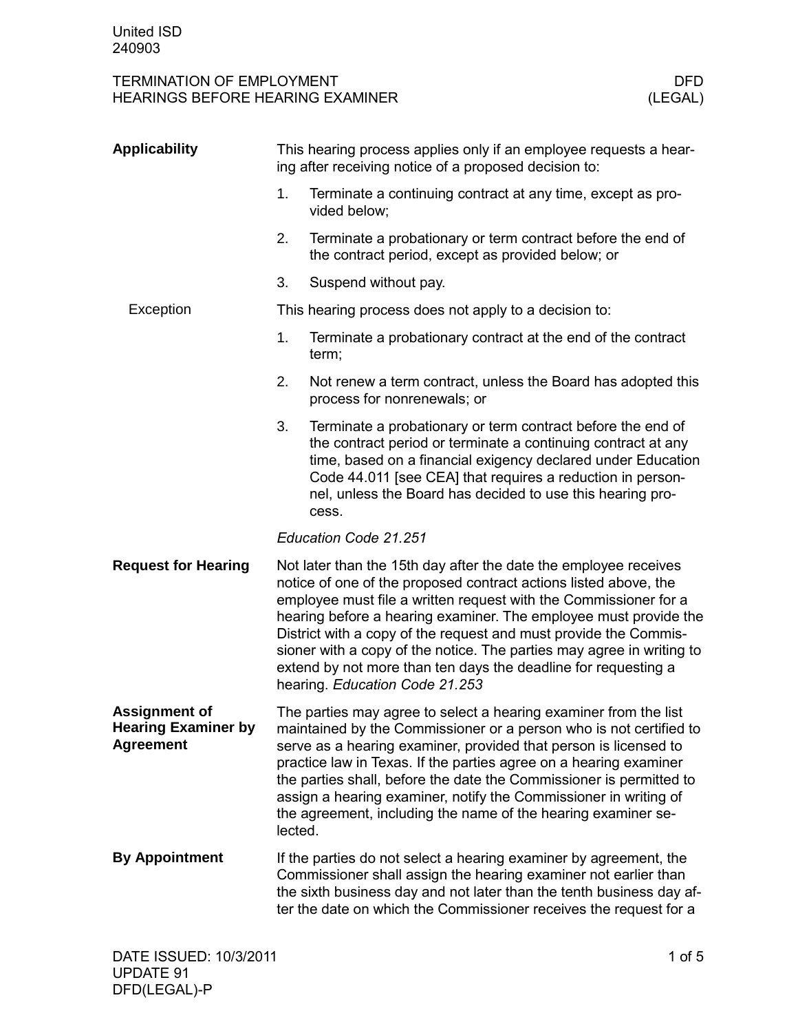United ISD
240903

# TERMINATION OF EMPLOYMENT — HEARINGS BEFORE HEARING EXAMINER

DFD (LEGAL)

## Applicability

This hearing process applies only if an employee requests a hearing after receiving notice of a proposed decision to:

1. Terminate a continuing contract at any time, except as provided below;
2. Terminate a probationary or term contract before the end of the contract period, except as provided below; or
3. Suspend without pay.

### Exception

This hearing process does not apply to a decision to:

1. Terminate a probationary contract at the end of the contract term;
2. Not renew a term contract, unless the Board has adopted this process for nonrenewals; or
3. Terminate a probationary or term contract before the end of the contract period or terminate a continuing contract at any time, based on a financial exigency declared under Education Code 44.011 [see CEA] that requires a reduction in personnel, unless the Board has decided to use this hearing process.

*Education Code 21.251*

## Request for Hearing

Not later than the 15th day after the date the employee receives notice of one of the proposed contract actions listed above, the employee must file a written request with the Commissioner for a hearing before a hearing examiner. The employee must provide the District with a copy of the request and must provide the Commissioner with a copy of the notice. The parties may agree in writing to extend by not more than ten days the deadline for requesting a hearing. *Education Code 21.253*

## Assignment of Hearing Examiner by Agreement

The parties may agree to select a hearing examiner from the list maintained by the Commissioner or a person who is not certified to serve as a hearing examiner, provided that person is licensed to practice law in Texas. If the parties agree on a hearing examiner the parties shall, before the date the Commissioner is permitted to assign a hearing examiner, notify the Commissioner in writing of the agreement, including the name of the hearing examiner selected.

## By Appointment

If the parties do not select a hearing examiner by agreement, the Commissioner shall assign the hearing examiner not earlier than the sixth business day and not later than the tenth business day after the date on which the Commissioner receives the request for a

DATE ISSUED: 10/3/2011
UPDATE 91
DFD(LEGAL)-P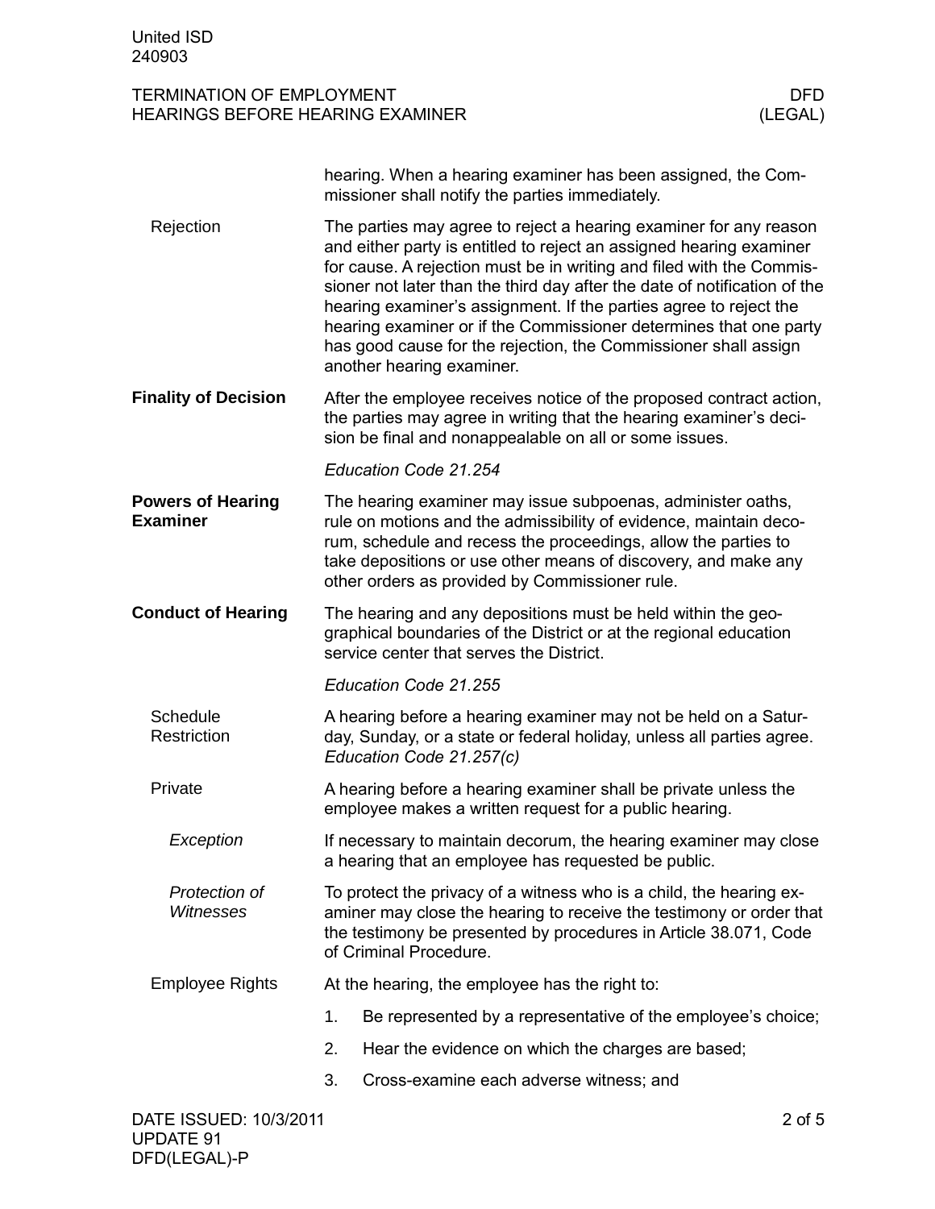hearing. When a hearing examiner has been assigned, the Commissioner shall notify the parties immediately.

**Rejection**

The parties may agree to reject a hearing examiner for any reason and either party is entitled to reject an assigned hearing examiner for cause. A rejection must be in writing and filed with the Commissioner not later than the third day after the date of notification of the hearing examiner's assignment. If the parties agree to reject the hearing examiner or if the Commissioner determines that one party has good cause for the rejection, the Commissioner shall assign another hearing examiner.

## Finality of Decision

After the employee receives notice of the proposed contract action, the parties may agree in writing that the hearing examiner's decision be final and nonappealable on all or some issues.

*Education Code 21.254*

## Powers of Hearing Examiner

The hearing examiner may issue subpoenas, administer oaths, rule on motions and the admissibility of evidence, maintain decorum, schedule and recess the proceedings, allow the parties to take depositions or use other means of discovery, and make any other orders as provided by Commissioner rule.

## Conduct of Hearing

The hearing and any depositions must be held within the geographical boundaries of the District or at the regional education service center that serves the District.

*Education Code 21.255*

**Schedule Restriction**

A hearing before a hearing examiner may not be held on a Saturday, Sunday, or a state or federal holiday, unless all parties agree. *Education Code 21.257(c)*

**Private**

A hearing before a hearing examiner shall be private unless the employee makes a written request for a public hearing.

*Exception*

If necessary to maintain decorum, the hearing examiner may close a hearing that an employee has requested be public.

*Protection of Witnesses*

To protect the privacy of a witness who is a child, the hearing examiner may close the hearing to receive the testimony or order that the testimony be presented by procedures in Article 38.071, Code of Criminal Procedure.

**Employee Rights**

At the hearing, the employee has the right to:

1. Be represented by a representative of the employee's choice;
2. Hear the evidence on which the charges are based;
3. Cross-examine each adverse witness; and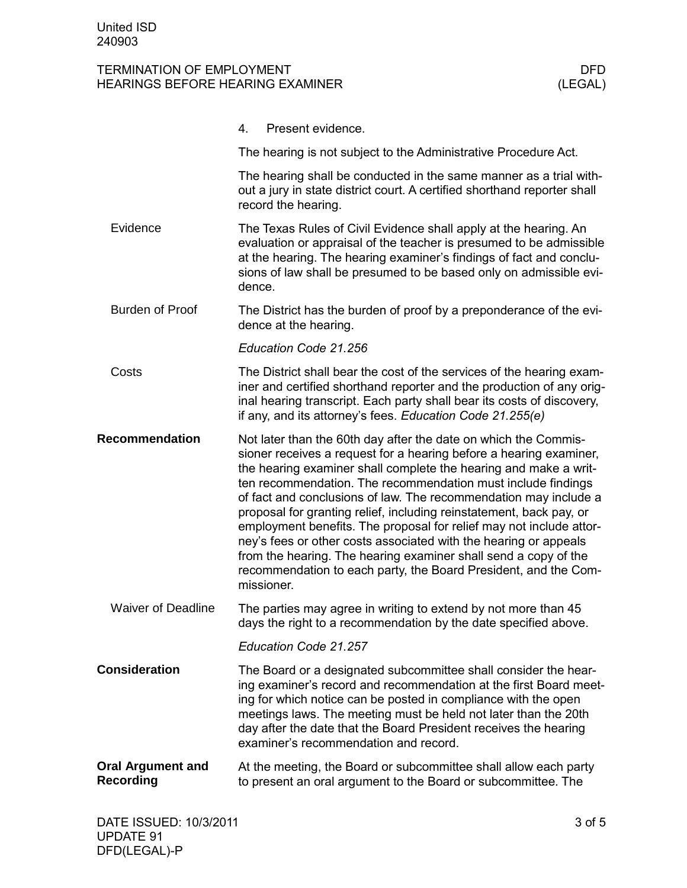4. Present evidence.

The hearing is not subject to the Administrative Procedure Act.

The hearing shall be conducted in the same manner as a trial without a jury in state district court. A certified shorthand reporter shall record the hearing.

### Evidence

The Texas Rules of Civil Evidence shall apply at the hearing. An evaluation or appraisal of the teacher is presumed to be admissible at the hearing. The hearing examiner's findings of fact and conclusions of law shall be presumed to be based only on admissible evidence.

### Burden of Proof

The District has the burden of proof by a preponderance of the evidence at the hearing.

*Education Code 21.256*

### Costs

The District shall bear the cost of the services of the hearing examiner and certified shorthand reporter and the production of any original hearing transcript. Each party shall bear its costs of discovery, if any, and its attorney's fees. *Education Code 21.255(e)*

## Recommendation

Not later than the 60th day after the date on which the Commissioner receives a request for a hearing before a hearing examiner, the hearing examiner shall complete the hearing and make a written recommendation. The recommendation must include findings of fact and conclusions of law. The recommendation may include a proposal for granting relief, including reinstatement, back pay, or employment benefits. The proposal for relief may not include attorney's fees or other costs associated with the hearing or appeals from the hearing. The hearing examiner shall send a copy of the recommendation to each party, the Board President, and the Commissioner.

### Waiver of Deadline

The parties may agree in writing to extend by not more than 45 days the right to a recommendation by the date specified above.

*Education Code 21.257*

## Consideration

The Board or a designated subcommittee shall consider the hearing examiner's record and recommendation at the first Board meeting for which notice can be posted in compliance with the open meetings laws. The meeting must be held not later than the 20th day after the date that the Board President receives the hearing examiner's recommendation and record.

## Oral Argument and Recording

At the meeting, the Board or subcommittee shall allow each party to present an oral argument to the Board or subcommittee. The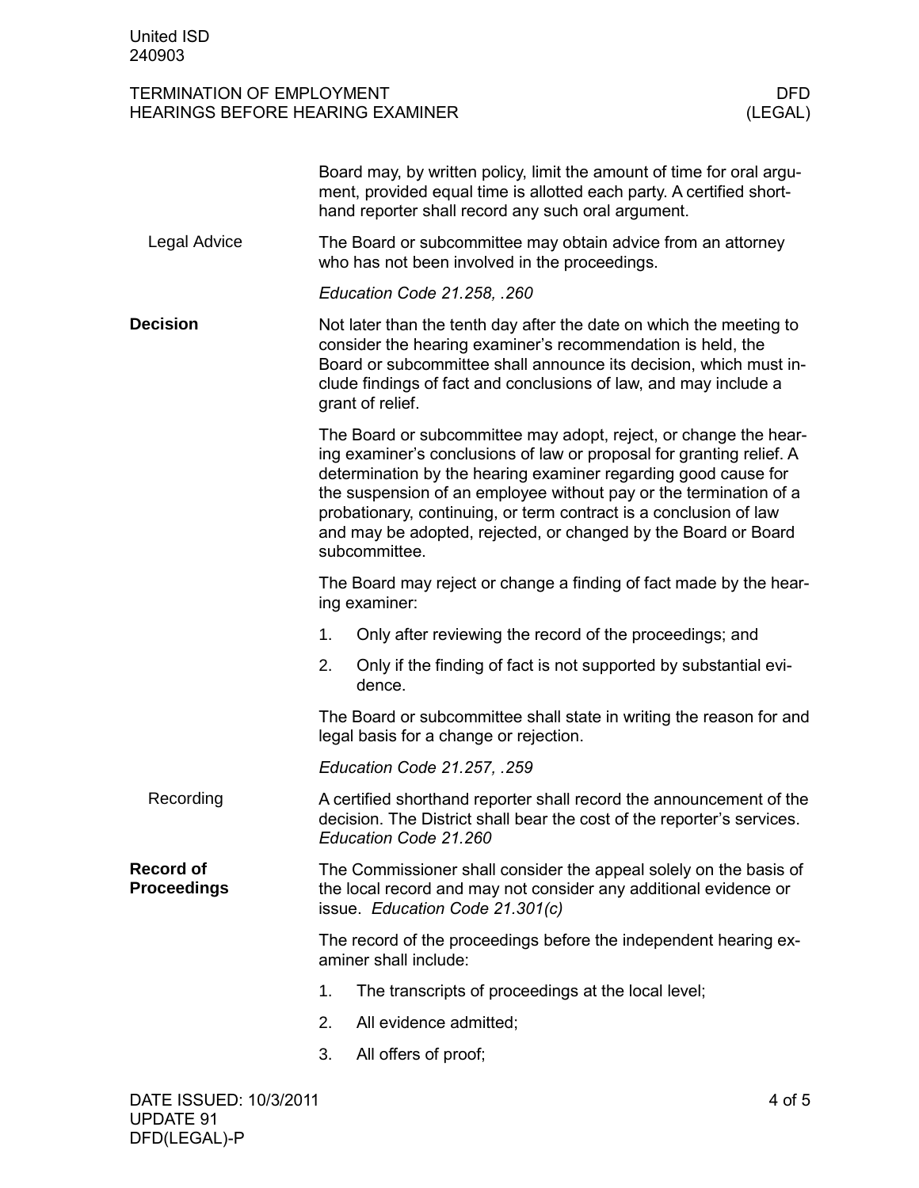Board may, by written policy, limit the amount of time for oral argument, provided equal time is allotted each party. A certified shorthand reporter shall record any such oral argument.

### Legal Advice

The Board or subcommittee may obtain advice from an attorney who has not been involved in the proceedings.

*Education Code 21.258, .260*

## Decision

Not later than the tenth day after the date on which the meeting to consider the hearing examiner's recommendation is held, the Board or subcommittee shall announce its decision, which must include findings of fact and conclusions of law, and may include a grant of relief.

The Board or subcommittee may adopt, reject, or change the hearing examiner's conclusions of law or proposal for granting relief. A determination by the hearing examiner regarding good cause for the suspension of an employee without pay or the termination of a probationary, continuing, or term contract is a conclusion of law and may be adopted, rejected, or changed by the Board or Board subcommittee.

The Board may reject or change a finding of fact made by the hearing examiner:

1. Only after reviewing the record of the proceedings; and
2. Only if the finding of fact is not supported by substantial evidence.

The Board or subcommittee shall state in writing the reason for and legal basis for a change or rejection.

*Education Code 21.257, .259*

### Recording

A certified shorthand reporter shall record the announcement of the decision. The District shall bear the cost of the reporter's services. *Education Code 21.260*

## Record of Proceedings

The Commissioner shall consider the appeal solely on the basis of the local record and may not consider any additional evidence or issue. *Education Code 21.301(c)*

The record of the proceedings before the independent hearing examiner shall include:

1. The transcripts of proceedings at the local level;
2. All evidence admitted;
3. All offers of proof;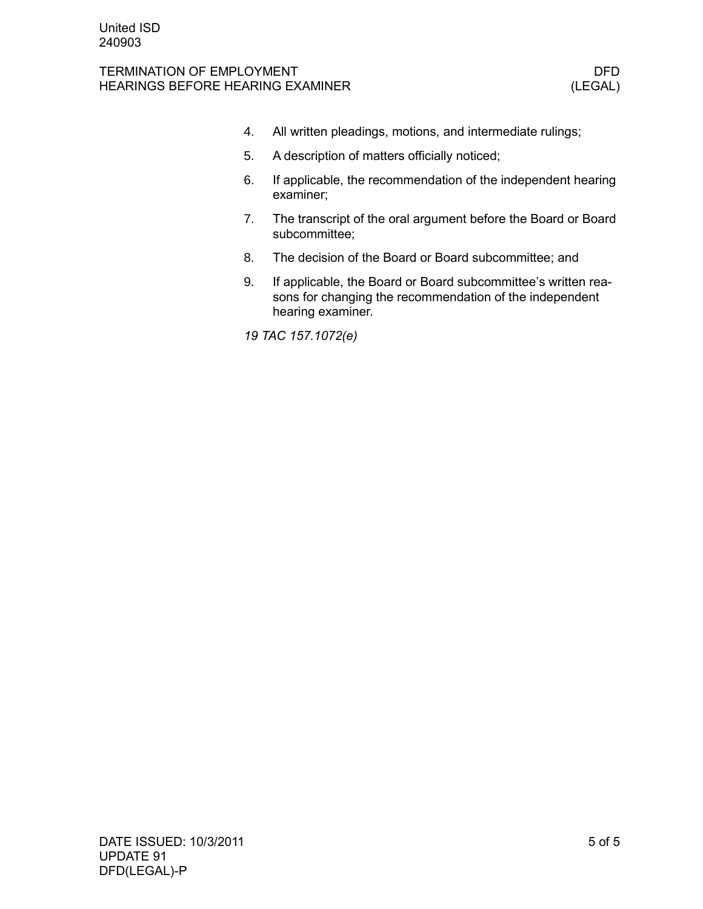4. All written pleadings, motions, and intermediate rulings;
5. A description of matters officially noticed;
6. If applicable, the recommendation of the independent hearing examiner;
7. The transcript of the oral argument before the Board or Board subcommittee;
8. The decision of the Board or Board subcommittee; and
9. If applicable, the Board or Board subcommittee's written reasons for changing the recommendation of the independent hearing examiner.

*19 TAC 157.1072(e)*